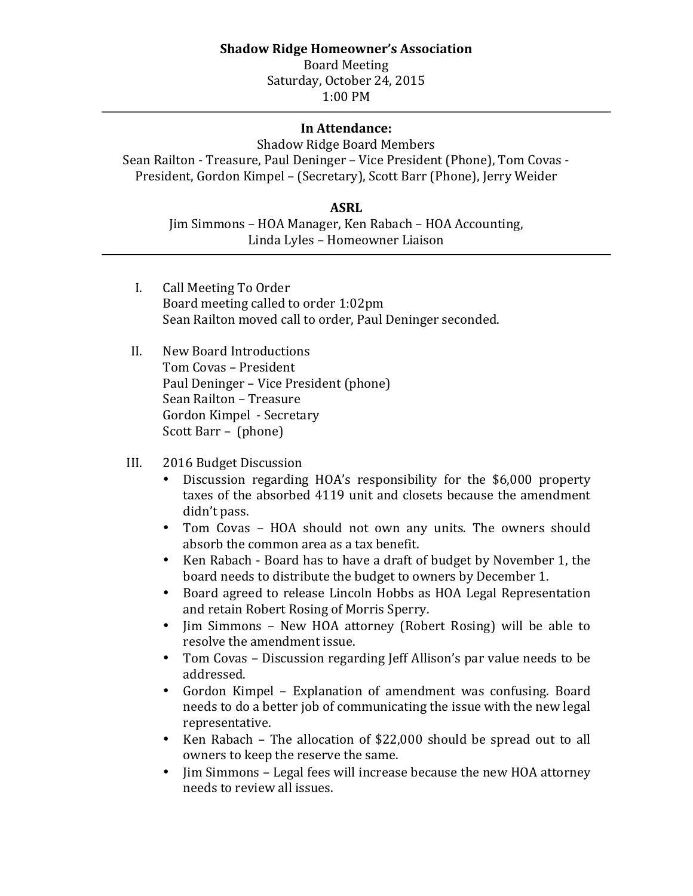**Shadow Ridge Homeowner's Association**

Board Meeting

Saturday, October 24, 2015

1:00 PM

---

**In Attendance:**

Shadow Ridge Board Members

Sean Railton - Treasure, Paul Deninger – Vice President (Phone), Tom Covas - President, Gordon Kimpel – (Secretary), Scott Barr (Phone), Jerry Weider

**ASRL**

Jim Simmons – HOA Manager, Ken Rabach – HOA Accounting, Linda Lyles – Homeowner Liaison

---

I. Call Meeting To Order
   Board meeting called to order 1:02pm
   Sean Railton moved call to order, Paul Deninger seconded.

II. New Board Introductions
   Tom Covas – President
   Paul Deninger – Vice President (phone)
   Sean Railton – Treasure
   Gordon Kimpel - Secretary
   Scott Barr – (phone)

III. 2016 Budget Discussion
   - Discussion regarding HOA's responsibility for the $6,000 property taxes of the absorbed 4119 unit and closets because the amendment didn't pass.
   - Tom Covas – HOA should not own any units. The owners should absorb the common area as a tax benefit.
   - Ken Rabach - Board has to have a draft of budget by November 1, the board needs to distribute the budget to owners by December 1.
   - Board agreed to release Lincoln Hobbs as HOA Legal Representation and retain Robert Rosing of Morris Sperry.
   - Jim Simmons – New HOA attorney (Robert Rosing) will be able to resolve the amendment issue.
   - Tom Covas – Discussion regarding Jeff Allison's par value needs to be addressed.
   - Gordon Kimpel – Explanation of amendment was confusing. Board needs to do a better job of communicating the issue with the new legal representative.
   - Ken Rabach – The allocation of $22,000 should be spread out to all owners to keep the reserve the same.
   - Jim Simmons – Legal fees will increase because the new HOA attorney needs to review all issues.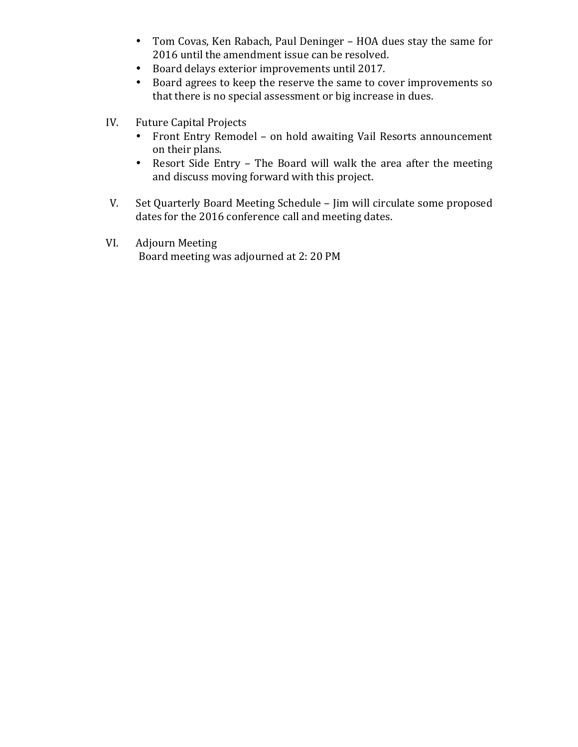- Tom Covas, Ken Rabach, Paul Deninger – HOA dues stay the same for 2016 until the amendment issue can be resolved.
- Board delays exterior improvements until 2017.
- Board agrees to keep the reserve the same to cover improvements so that there is no special assessment or big increase in dues.

IV. Future Capital Projects
- Front Entry Remodel – on hold awaiting Vail Resorts announcement on their plans.
- Resort Side Entry – The Board will walk the area after the meeting and discuss moving forward with this project.

V. Set Quarterly Board Meeting Schedule – Jim will circulate some proposed dates for the 2016 conference call and meeting dates.

VI. Adjourn Meeting
Board meeting was adjourned at 2: 20 PM